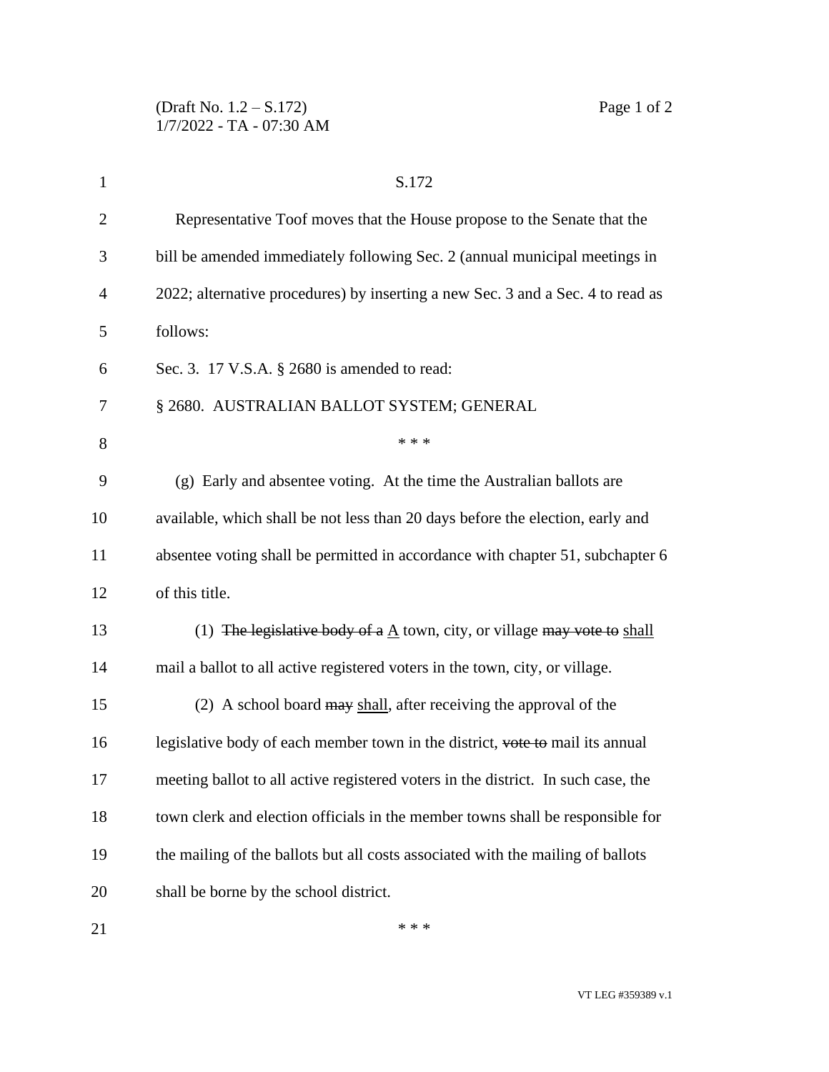S.172

Representative Toof moves that the House propose to the Senate that the bill be amended immediately following Sec. 2 (annual municipal meetings in 2022; alternative procedures) by inserting a new Sec. 3 and a Sec. 4 to read as follows:

Sec. 3. 17 V.S.A. § 2680 is amended to read:

§ 2680. AUSTRALIAN BALLOT SYSTEM; GENERAL

\* \* \*

(g) Early and absentee voting. At the time the Australian ballots are available, which shall be not less than 20 days before the election, early and absentee voting shall be permitted in accordance with chapter 51, subchapter 6 of this title.

(1) ~~The legislative body of a~~ A town, city, or village ~~may vote to~~ shall mail a ballot to all active registered voters in the town, city, or village.

(2) A school board ~~may~~ shall, after receiving the approval of the legislative body of each member town in the district, ~~vote to~~ mail its annual meeting ballot to all active registered voters in the district. In such case, the town clerk and election officials in the member towns shall be responsible for the mailing of the ballots but all costs associated with the mailing of ballots shall be borne by the school district.

\* \* \*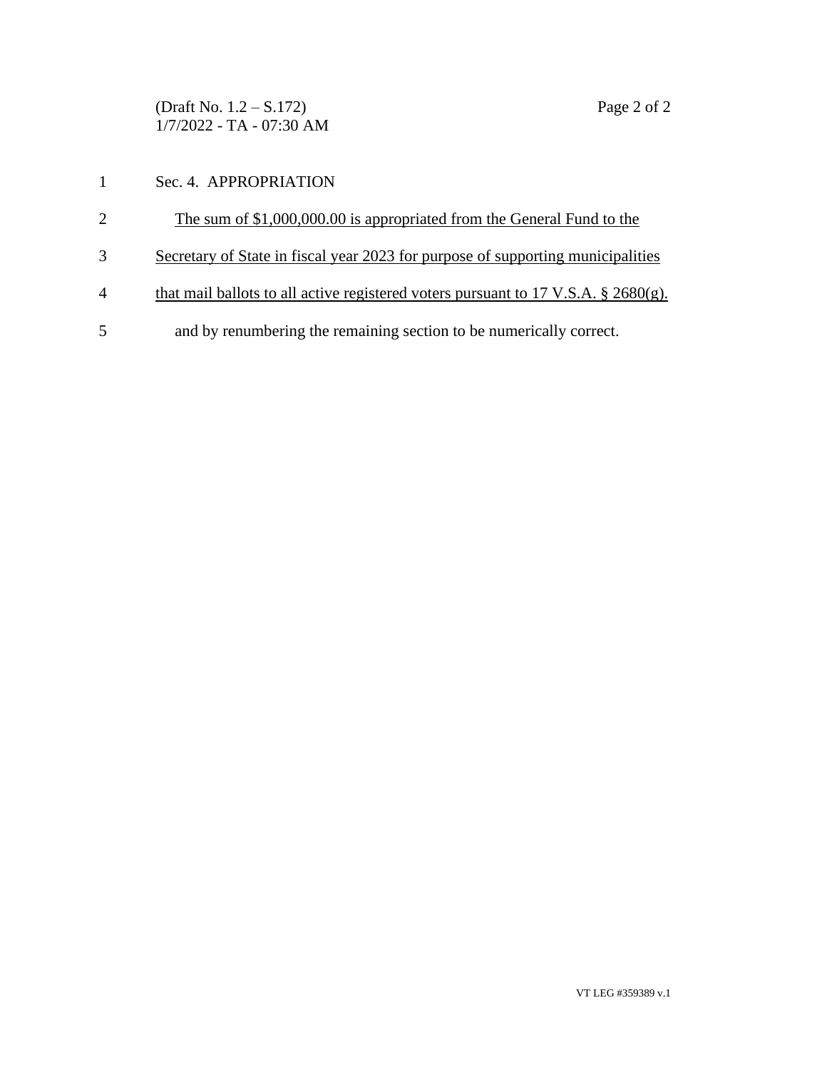Sec. 4. APPROPRIATION

The sum of $1,000,000.00 is appropriated from the General Fund to the Secretary of State in fiscal year 2023 for purpose of supporting municipalities that mail ballots to all active registered voters pursuant to 17 V.S.A. § 2680(g).

and by renumbering the remaining section to be numerically correct.